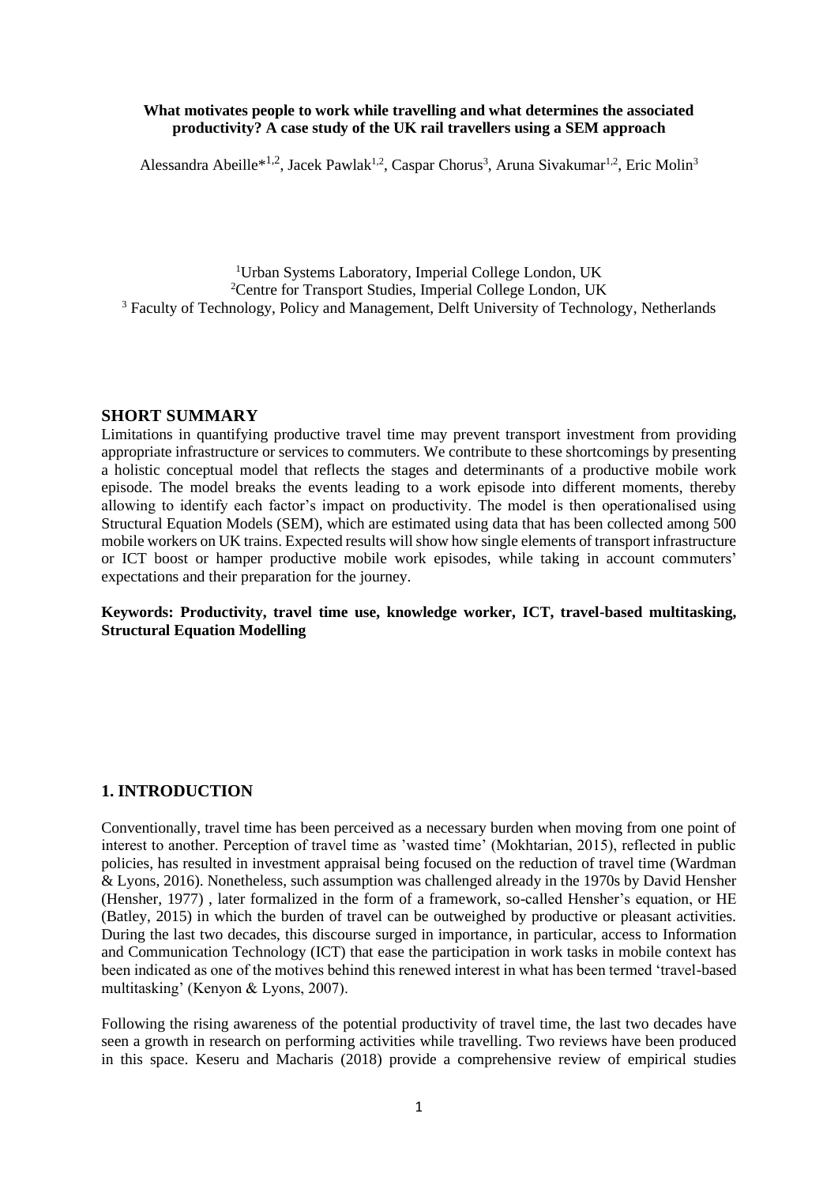**What motivates people to work while travelling and what determines the associated productivity? A case study of the UK rail travellers using a SEM approach**

Alessandra Abeille*[1,2], Jacek Pawlak[1,2], Caspar Chorus[3], Aruna Sivakumar[1,2], Eric Molin[3]

[1]Urban Systems Laboratory, Imperial College London, UK
[2]Centre for Transport Studies, Imperial College London, UK
[3] Faculty of Technology, Policy and Management, Delft University of Technology, Netherlands

## SHORT SUMMARY

Limitations in quantifying productive travel time may prevent transport investment from providing appropriate infrastructure or services to commuters. We contribute to these shortcomings by presenting a holistic conceptual model that reflects the stages and determinants of a productive mobile work episode. The model breaks the events leading to a work episode into different moments, thereby allowing to identify each factor's impact on productivity. The model is then operationalised using Structural Equation Models (SEM), which are estimated using data that has been collected among 500 mobile workers on UK trains. Expected results will show how single elements of transport infrastructure or ICT boost or hamper productive mobile work episodes, while taking in account commuters' expectations and their preparation for the journey.

**Keywords: Productivity, travel time use, knowledge worker, ICT, travel-based multitasking, Structural Equation Modelling**

## 1. INTRODUCTION

Conventionally, travel time has been perceived as a necessary burden when moving from one point of interest to another. Perception of travel time as 'wasted time' (Mokhtarian, 2015), reflected in public policies, has resulted in investment appraisal being focused on the reduction of travel time (Wardman & Lyons, 2016). Nonetheless, such assumption was challenged already in the 1970s by David Hensher (Hensher, 1977) , later formalized in the form of a framework, so-called Hensher's equation, or HE (Batley, 2015) in which the burden of travel can be outweighed by productive or pleasant activities. During the last two decades, this discourse surged in importance, in particular, access to Information and Communication Technology (ICT) that ease the participation in work tasks in mobile context has been indicated as one of the motives behind this renewed interest in what has been termed 'travel-based multitasking' (Kenyon & Lyons, 2007).

Following the rising awareness of the potential productivity of travel time, the last two decades have seen a growth in research on performing activities while travelling. Two reviews have been produced in this space. Keseru and Macharis (2018) provide a comprehensive review of empirical studies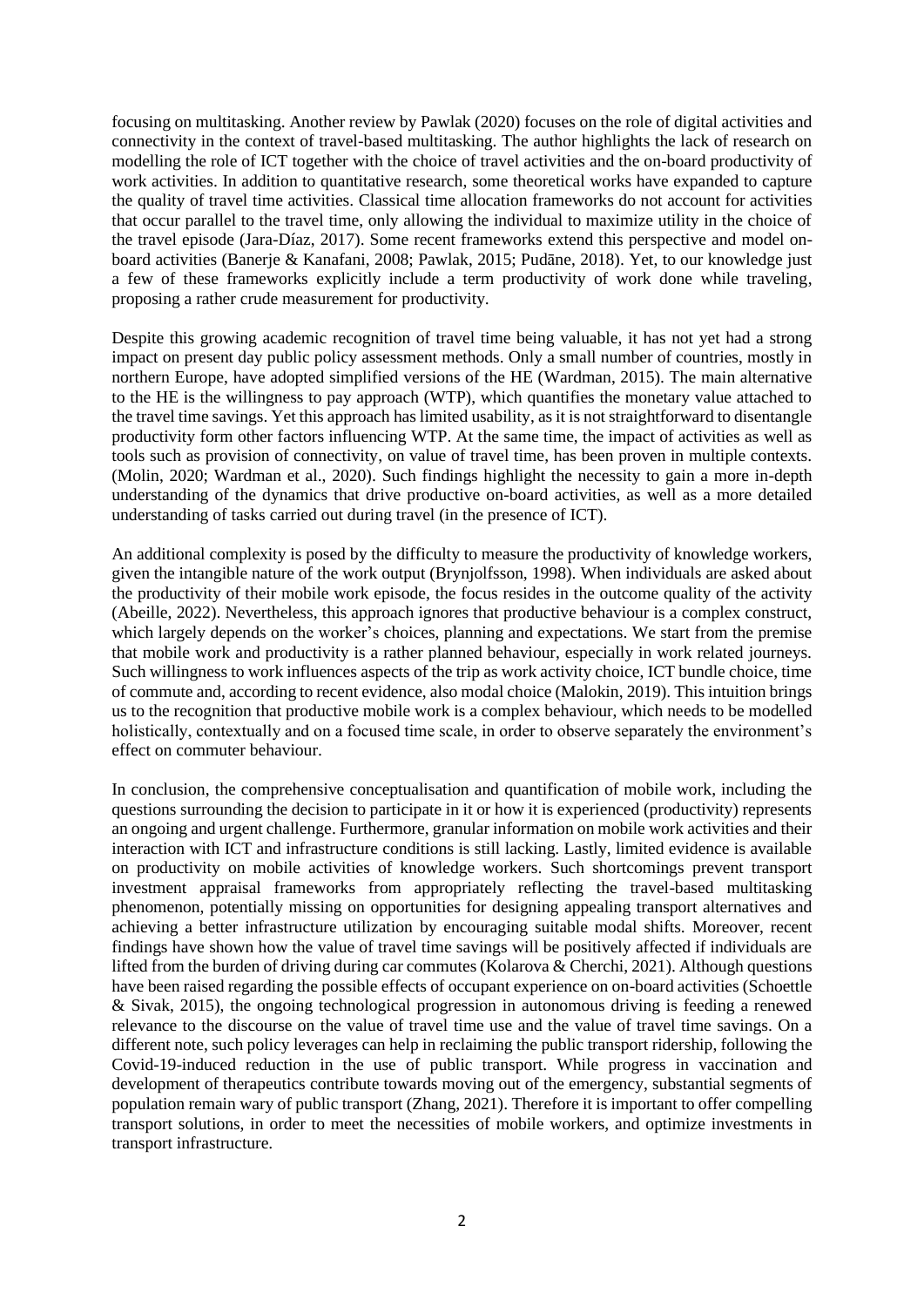focusing on multitasking. Another review by Pawlak (2020) focuses on the role of digital activities and connectivity in the context of travel-based multitasking. The author highlights the lack of research on modelling the role of ICT together with the choice of travel activities and the on-board productivity of work activities. In addition to quantitative research, some theoretical works have expanded to capture the quality of travel time activities. Classical time allocation frameworks do not account for activities that occur parallel to the travel time, only allowing the individual to maximize utility in the choice of the travel episode (Jara-Díaz, 2017). Some recent frameworks extend this perspective and model on-board activities (Banerje & Kanafani, 2008; Pawlak, 2015; Pudāne, 2018). Yet, to our knowledge just a few of these frameworks explicitly include a term productivity of work done while traveling, proposing a rather crude measurement for productivity.

Despite this growing academic recognition of travel time being valuable, it has not yet had a strong impact on present day public policy assessment methods. Only a small number of countries, mostly in northern Europe, have adopted simplified versions of the HE (Wardman, 2015). The main alternative to the HE is the willingness to pay approach (WTP), which quantifies the monetary value attached to the travel time savings. Yet this approach has limited usability, as it is not straightforward to disentangle productivity form other factors influencing WTP. At the same time, the impact of activities as well as tools such as provision of connectivity, on value of travel time, has been proven in multiple contexts. (Molin, 2020; Wardman et al., 2020). Such findings highlight the necessity to gain a more in-depth understanding of the dynamics that drive productive on-board activities, as well as a more detailed understanding of tasks carried out during travel (in the presence of ICT).

An additional complexity is posed by the difficulty to measure the productivity of knowledge workers, given the intangible nature of the work output (Brynjolfsson, 1998). When individuals are asked about the productivity of their mobile work episode, the focus resides in the outcome quality of the activity (Abeille, 2022). Nevertheless, this approach ignores that productive behaviour is a complex construct, which largely depends on the worker's choices, planning and expectations. We start from the premise that mobile work and productivity is a rather planned behaviour, especially in work related journeys. Such willingness to work influences aspects of the trip as work activity choice, ICT bundle choice, time of commute and, according to recent evidence, also modal choice (Malokin, 2019). This intuition brings us to the recognition that productive mobile work is a complex behaviour, which needs to be modelled holistically, contextually and on a focused time scale, in order to observe separately the environment's effect on commuter behaviour.

In conclusion, the comprehensive conceptualisation and quantification of mobile work, including the questions surrounding the decision to participate in it or how it is experienced (productivity) represents an ongoing and urgent challenge. Furthermore, granular information on mobile work activities and their interaction with ICT and infrastructure conditions is still lacking. Lastly, limited evidence is available on productivity on mobile activities of knowledge workers. Such shortcomings prevent transport investment appraisal frameworks from appropriately reflecting the travel-based multitasking phenomenon, potentially missing on opportunities for designing appealing transport alternatives and achieving a better infrastructure utilization by encouraging suitable modal shifts. Moreover, recent findings have shown how the value of travel time savings will be positively affected if individuals are lifted from the burden of driving during car commutes (Kolarova & Cherchi, 2021). Although questions have been raised regarding the possible effects of occupant experience on on-board activities (Schoettle & Sivak, 2015), the ongoing technological progression in autonomous driving is feeding a renewed relevance to the discourse on the value of travel time use and the value of travel time savings. On a different note, such policy leverages can help in reclaiming the public transport ridership, following the Covid-19-induced reduction in the use of public transport. While progress in vaccination and development of therapeutics contribute towards moving out of the emergency, substantial segments of population remain wary of public transport (Zhang, 2021). Therefore it is important to offer compelling transport solutions, in order to meet the necessities of mobile workers, and optimize investments in transport infrastructure.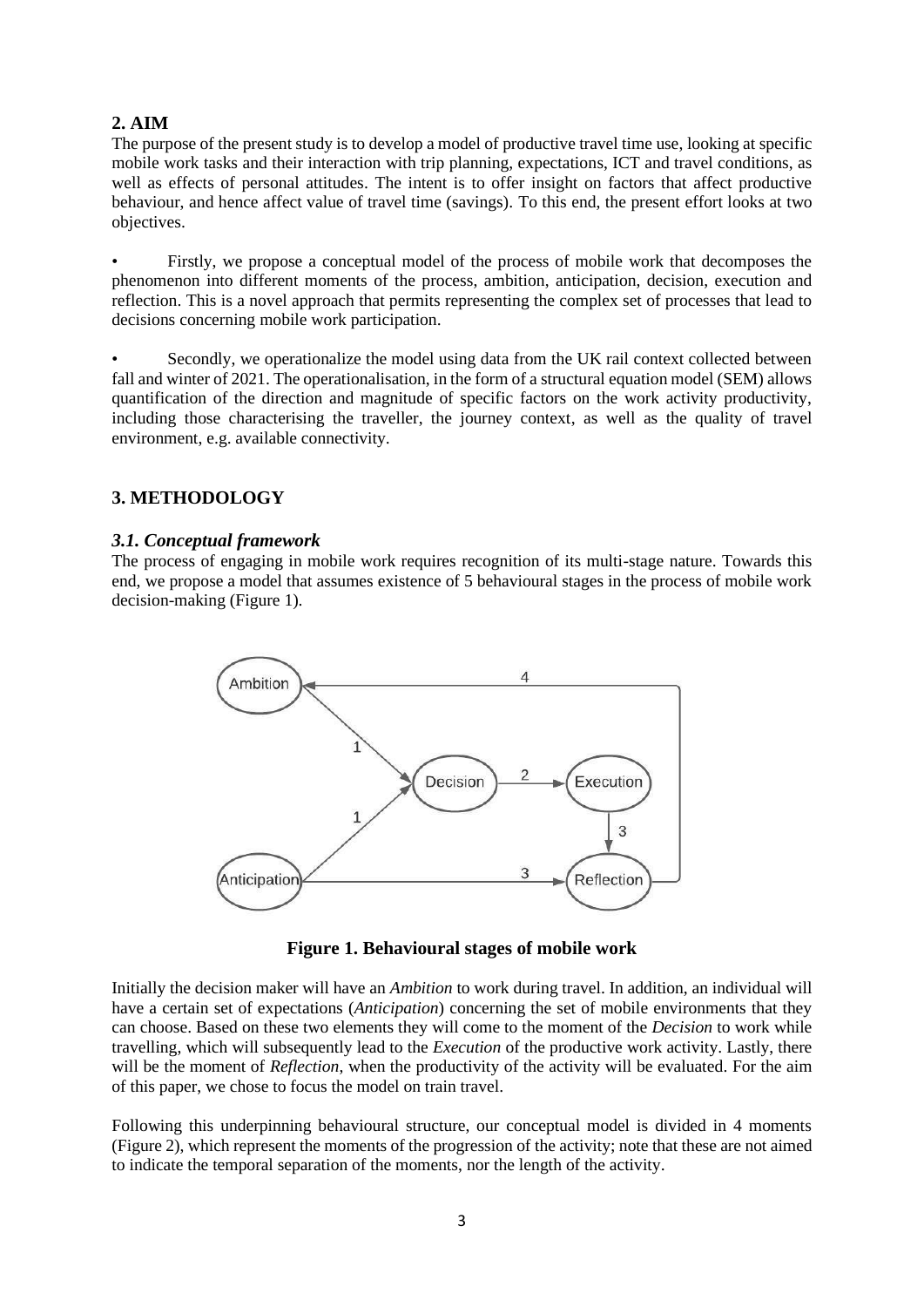## 2. AIM

The purpose of the present study is to develop a model of productive travel time use, looking at specific mobile work tasks and their interaction with trip planning, expectations, ICT and travel conditions, as well as effects of personal attitudes. The intent is to offer insight on factors that affect productive behaviour, and hence affect value of travel time (savings). To this end, the present effort looks at two objectives.

- Firstly, we propose a conceptual model of the process of mobile work that decomposes the phenomenon into different moments of the process, ambition, anticipation, decision, execution and reflection. This is a novel approach that permits representing the complex set of processes that lead to decisions concerning mobile work participation.

- Secondly, we operationalize the model using data from the UK rail context collected between fall and winter of 2021. The operationalisation, in the form of a structural equation model (SEM) allows quantification of the direction and magnitude of specific factors on the work activity productivity, including those characterising the traveller, the journey context, as well as the quality of travel environment, e.g. available connectivity.

## 3. METHODOLOGY

### *3.1. Conceptual framework*

The process of engaging in mobile work requires recognition of its multi-stage nature. Towards this end, we propose a model that assumes existence of 5 behavioural stages in the process of mobile work decision-making (Figure 1).

**Figure 1. Behavioural stages of mobile work**

Initially the decision maker will have an *Ambition* to work during travel. In addition, an individual will have a certain set of expectations (*Anticipation*) concerning the set of mobile environments that they can choose. Based on these two elements they will come to the moment of the *Decision* to work while travelling, which will subsequently lead to the *Execution* of the productive work activity. Lastly, there will be the moment of *Reflection*, when the productivity of the activity will be evaluated. For the aim of this paper, we chose to focus the model on train travel.

Following this underpinning behavioural structure, our conceptual model is divided in 4 moments (Figure 2), which represent the moments of the progression of the activity; note that these are not aimed to indicate the temporal separation of the moments, nor the length of the activity.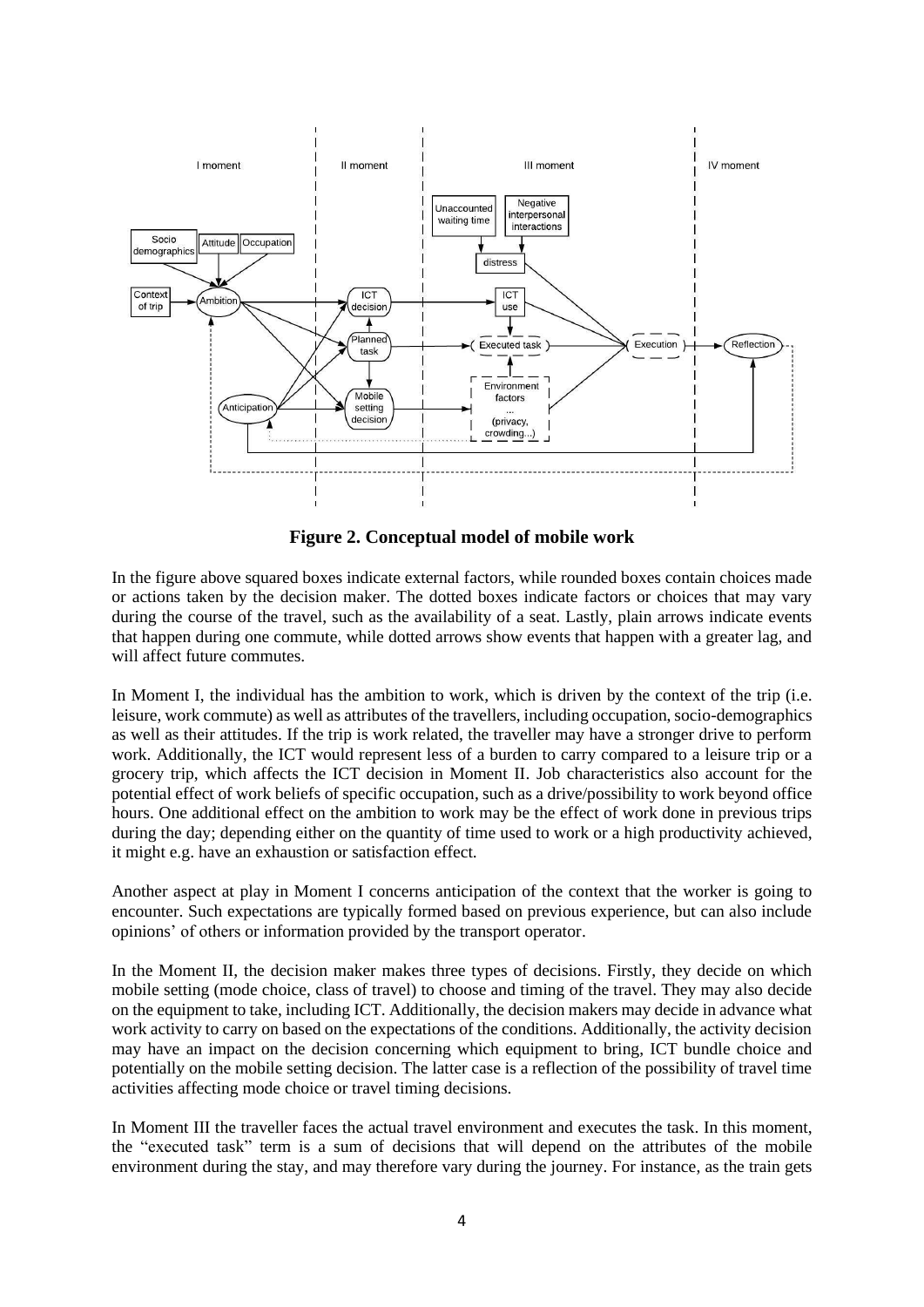**Figure 2. Conceptual model of mobile work**

In the figure above squared boxes indicate external factors, while rounded boxes contain choices made or actions taken by the decision maker. The dotted boxes indicate factors or choices that may vary during the course of the travel, such as the availability of a seat. Lastly, plain arrows indicate events that happen during one commute, while dotted arrows show events that happen with a greater lag, and will affect future commutes.

In Moment I, the individual has the ambition to work, which is driven by the context of the trip (i.e. leisure, work commute) as well as attributes of the travellers, including occupation, socio-demographics as well as their attitudes. If the trip is work related, the traveller may have a stronger drive to perform work. Additionally, the ICT would represent less of a burden to carry compared to a leisure trip or a grocery trip, which affects the ICT decision in Moment II. Job characteristics also account for the potential effect of work beliefs of specific occupation, such as a drive/possibility to work beyond office hours. One additional effect on the ambition to work may be the effect of work done in previous trips during the day; depending either on the quantity of time used to work or a high productivity achieved, it might e.g. have an exhaustion or satisfaction effect.

Another aspect at play in Moment I concerns anticipation of the context that the worker is going to encounter. Such expectations are typically formed based on previous experience, but can also include opinions' of others or information provided by the transport operator.

In the Moment II, the decision maker makes three types of decisions. Firstly, they decide on which mobile setting (mode choice, class of travel) to choose and timing of the travel. They may also decide on the equipment to take, including ICT. Additionally, the decision makers may decide in advance what work activity to carry on based on the expectations of the conditions. Additionally, the activity decision may have an impact on the decision concerning which equipment to bring, ICT bundle choice and potentially on the mobile setting decision. The latter case is a reflection of the possibility of travel time activities affecting mode choice or travel timing decisions.

In Moment III the traveller faces the actual travel environment and executes the task. In this moment, the "executed task" term is a sum of decisions that will depend on the attributes of the mobile environment during the stay, and may therefore vary during the journey. For instance, as the train gets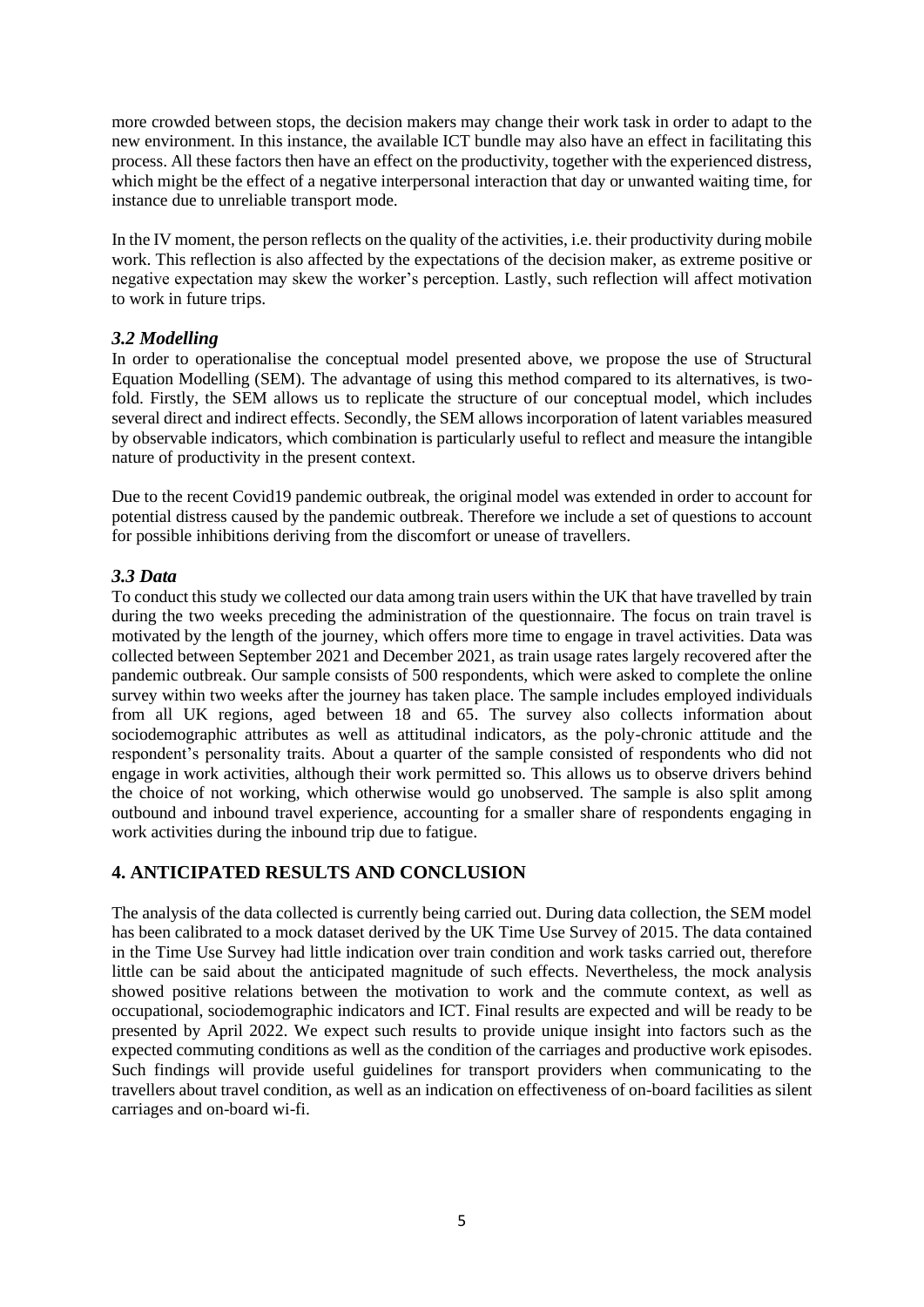more crowded between stops, the decision makers may change their work task in order to adapt to the new environment. In this instance, the available ICT bundle may also have an effect in facilitating this process. All these factors then have an effect on the productivity, together with the experienced distress, which might be the effect of a negative interpersonal interaction that day or unwanted waiting time, for instance due to unreliable transport mode.

In the IV moment, the person reflects on the quality of the activities, i.e. their productivity during mobile work. This reflection is also affected by the expectations of the decision maker, as extreme positive or negative expectation may skew the worker's perception. Lastly, such reflection will affect motivation to work in future trips.

### *3.2 Modelling*

In order to operationalise the conceptual model presented above, we propose the use of Structural Equation Modelling (SEM). The advantage of using this method compared to its alternatives, is two-fold. Firstly, the SEM allows us to replicate the structure of our conceptual model, which includes several direct and indirect effects. Secondly, the SEM allows incorporation of latent variables measured by observable indicators, which combination is particularly useful to reflect and measure the intangible nature of productivity in the present context.

Due to the recent Covid19 pandemic outbreak, the original model was extended in order to account for potential distress caused by the pandemic outbreak. Therefore we include a set of questions to account for possible inhibitions deriving from the discomfort or unease of travellers.

### *3.3 Data*

To conduct this study we collected our data among train users within the UK that have travelled by train during the two weeks preceding the administration of the questionnaire. The focus on train travel is motivated by the length of the journey, which offers more time to engage in travel activities. Data was collected between September 2021 and December 2021, as train usage rates largely recovered after the pandemic outbreak. Our sample consists of 500 respondents, which were asked to complete the online survey within two weeks after the journey has taken place. The sample includes employed individuals from all UK regions, aged between 18 and 65. The survey also collects information about sociodemographic attributes as well as attitudinal indicators, as the poly-chronic attitude and the respondent's personality traits. About a quarter of the sample consisted of respondents who did not engage in work activities, although their work permitted so. This allows us to observe drivers behind the choice of not working, which otherwise would go unobserved. The sample is also split among outbound and inbound travel experience, accounting for a smaller share of respondents engaging in work activities during the inbound trip due to fatigue.

## **4. ANTICIPATED RESULTS AND CONCLUSION**

The analysis of the data collected is currently being carried out. During data collection, the SEM model has been calibrated to a mock dataset derived by the UK Time Use Survey of 2015. The data contained in the Time Use Survey had little indication over train condition and work tasks carried out, therefore little can be said about the anticipated magnitude of such effects. Nevertheless, the mock analysis showed positive relations between the motivation to work and the commute context, as well as occupational, sociodemographic indicators and ICT. Final results are expected and will be ready to be presented by April 2022. We expect such results to provide unique insight into factors such as the expected commuting conditions as well as the condition of the carriages and productive work episodes. Such findings will provide useful guidelines for transport providers when communicating to the travellers about travel condition, as well as an indication on effectiveness of on-board facilities as silent carriages and on-board wi-fi.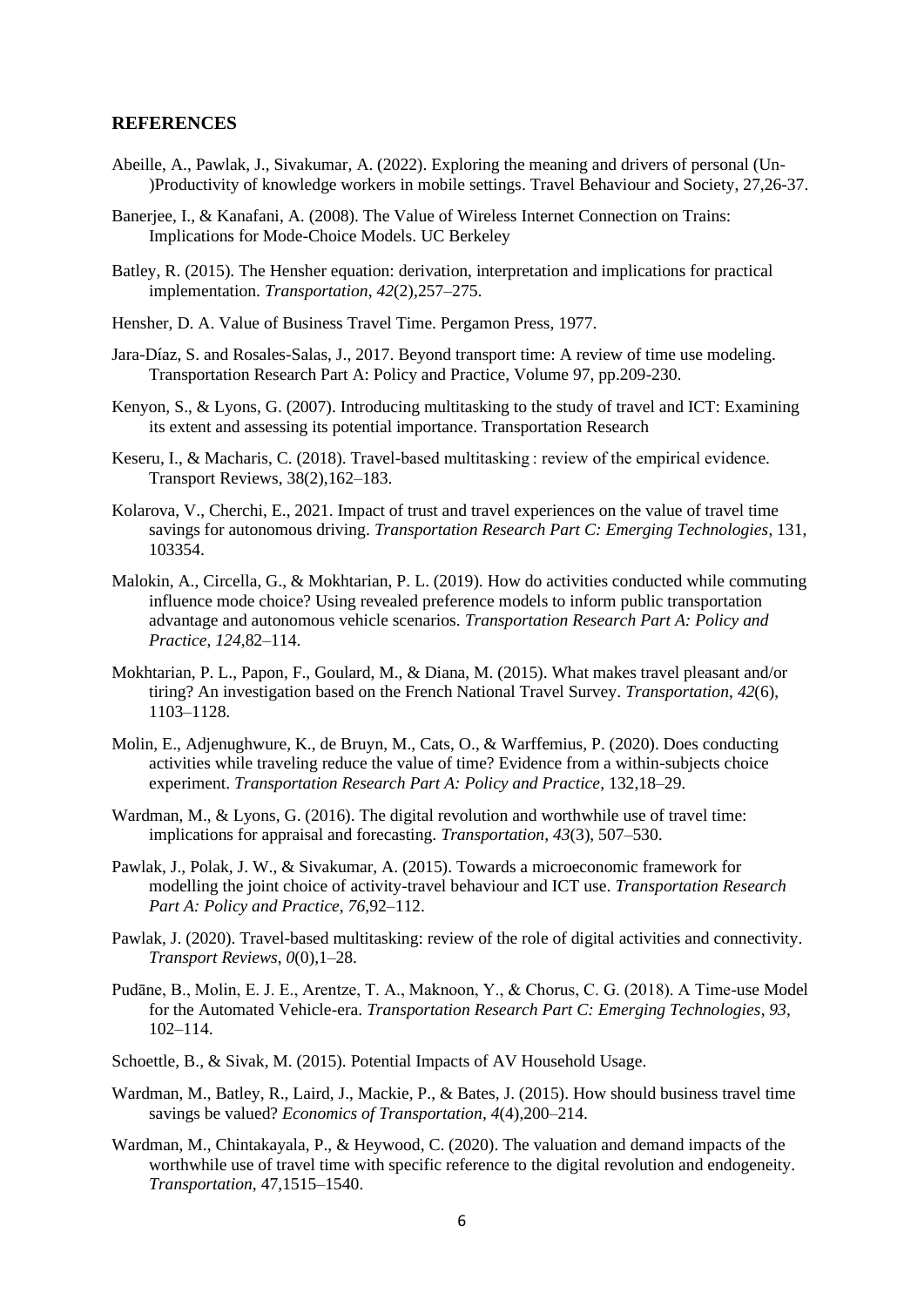## REFERENCES

Abeille, A., Pawlak, J., Sivakumar, A. (2022). Exploring the meaning and drivers of personal (Un-)Productivity of knowledge workers in mobile settings. Travel Behaviour and Society, 27,26-37.

Banerjee, I., & Kanafani, A. (2008). The Value of Wireless Internet Connection on Trains: Implications for Mode-Choice Models. UC Berkeley

Batley, R. (2015). The Hensher equation: derivation, interpretation and implications for practical implementation. *Transportation*, *42*(2),257–275.

Hensher, D. A. Value of Business Travel Time. Pergamon Press, 1977.

Jara-Díaz, S. and Rosales-Salas, J., 2017. Beyond transport time: A review of time use modeling. Transportation Research Part A: Policy and Practice, Volume 97, pp.209-230.

Kenyon, S., & Lyons, G. (2007). Introducing multitasking to the study of travel and ICT: Examining its extent and assessing its potential importance. Transportation Research

Keseru, I., & Macharis, C. (2018). Travel-based multitasking : review of the empirical evidence. Transport Reviews, 38(2),162–183.

Kolarova, V., Cherchi, E., 2021. Impact of trust and travel experiences on the value of travel time savings for autonomous driving. *Transportation Research Part C: Emerging Technologies*, 131, 103354.

Malokin, A., Circella, G., & Mokhtarian, P. L. (2019). How do activities conducted while commuting influence mode choice? Using revealed preference models to inform public transportation advantage and autonomous vehicle scenarios. *Transportation Research Part A: Policy and Practice*, *124*,82–114.

Mokhtarian, P. L., Papon, F., Goulard, M., & Diana, M. (2015). What makes travel pleasant and/or tiring? An investigation based on the French National Travel Survey. *Transportation*, *42*(6), 1103–1128.

Molin, E., Adjenughwure, K., de Bruyn, M., Cats, O., & Warffemius, P. (2020). Does conducting activities while traveling reduce the value of time? Evidence from a within-subjects choice experiment. *Transportation Research Part A: Policy and Practice*, 132,18–29.

Wardman, M., & Lyons, G. (2016). The digital revolution and worthwhile use of travel time: implications for appraisal and forecasting. *Transportation*, *43*(3), 507–530.

Pawlak, J., Polak, J. W., & Sivakumar, A. (2015). Towards a microeconomic framework for modelling the joint choice of activity-travel behaviour and ICT use. *Transportation Research Part A: Policy and Practice*, *76*,92–112.

Pawlak, J. (2020). Travel-based multitasking: review of the role of digital activities and connectivity. *Transport Reviews*, *0*(0),1–28.

Pudāne, B., Molin, E. J. E., Arentze, T. A., Maknoon, Y., & Chorus, C. G. (2018). A Time-use Model for the Automated Vehicle-era. *Transportation Research Part C: Emerging Technologies*, *93*, 102–114.

Schoettle, B., & Sivak, M. (2015). Potential Impacts of AV Household Usage.

Wardman, M., Batley, R., Laird, J., Mackie, P., & Bates, J. (2015). How should business travel time savings be valued? *Economics of Transportation*, *4*(4),200–214.

Wardman, M., Chintakayala, P., & Heywood, C. (2020). The valuation and demand impacts of the worthwhile use of travel time with specific reference to the digital revolution and endogeneity. *Transportation*, 47,1515–1540.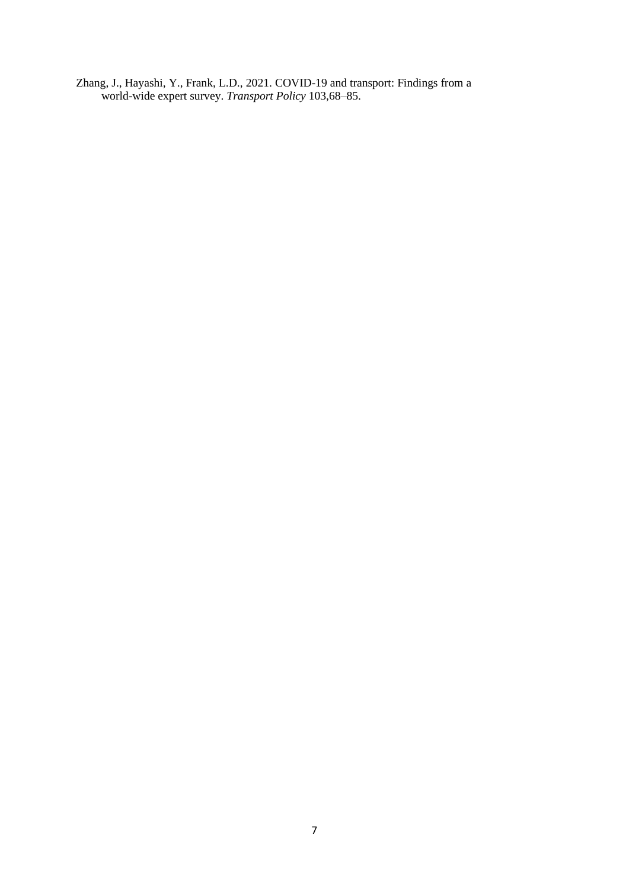Zhang, J., Hayashi, Y., Frank, L.D., 2021. COVID-19 and transport: Findings from a world-wide expert survey. *Transport Policy* 103,68–85.